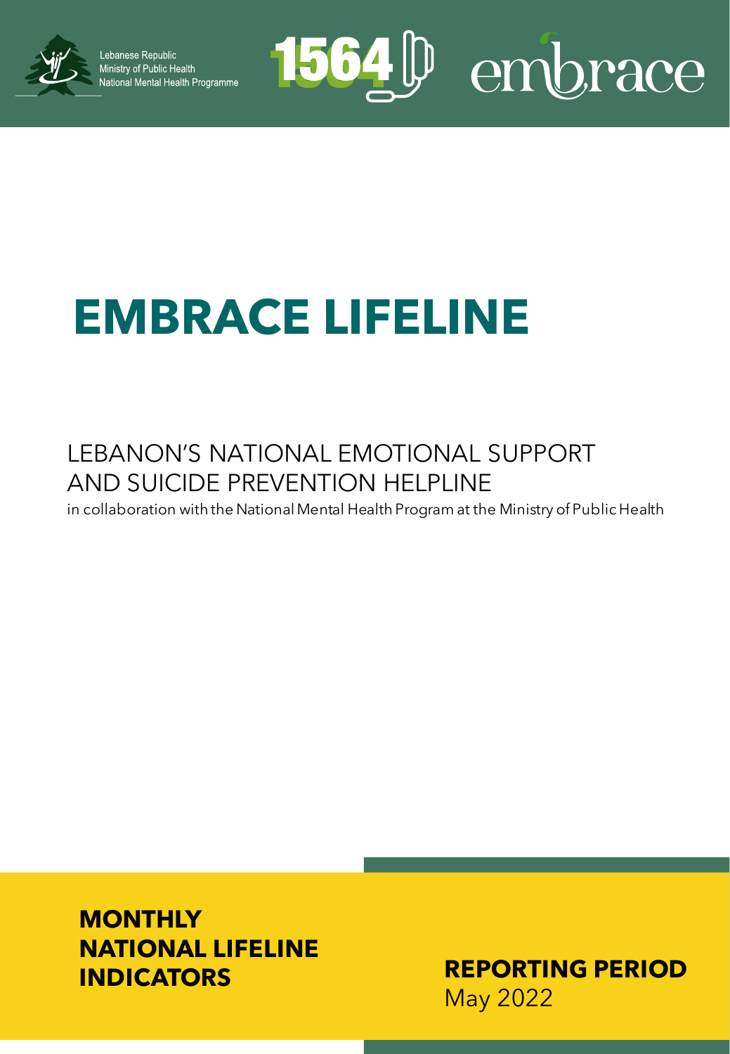Lebanese Republic
Ministry of Public Health
National Mental Health Programme

1564 embrace

# EMBRACE LIFELINE

## LEBANON'S NATIONAL EMOTIONAL SUPPORT AND SUICIDE PREVENTION HELPLINE

in collaboration with the National Mental Health Program at the Ministry of Public Health

**MONTHLY NATIONAL LIFELINE INDICATORS**

**REPORTING PERIOD**
May 2022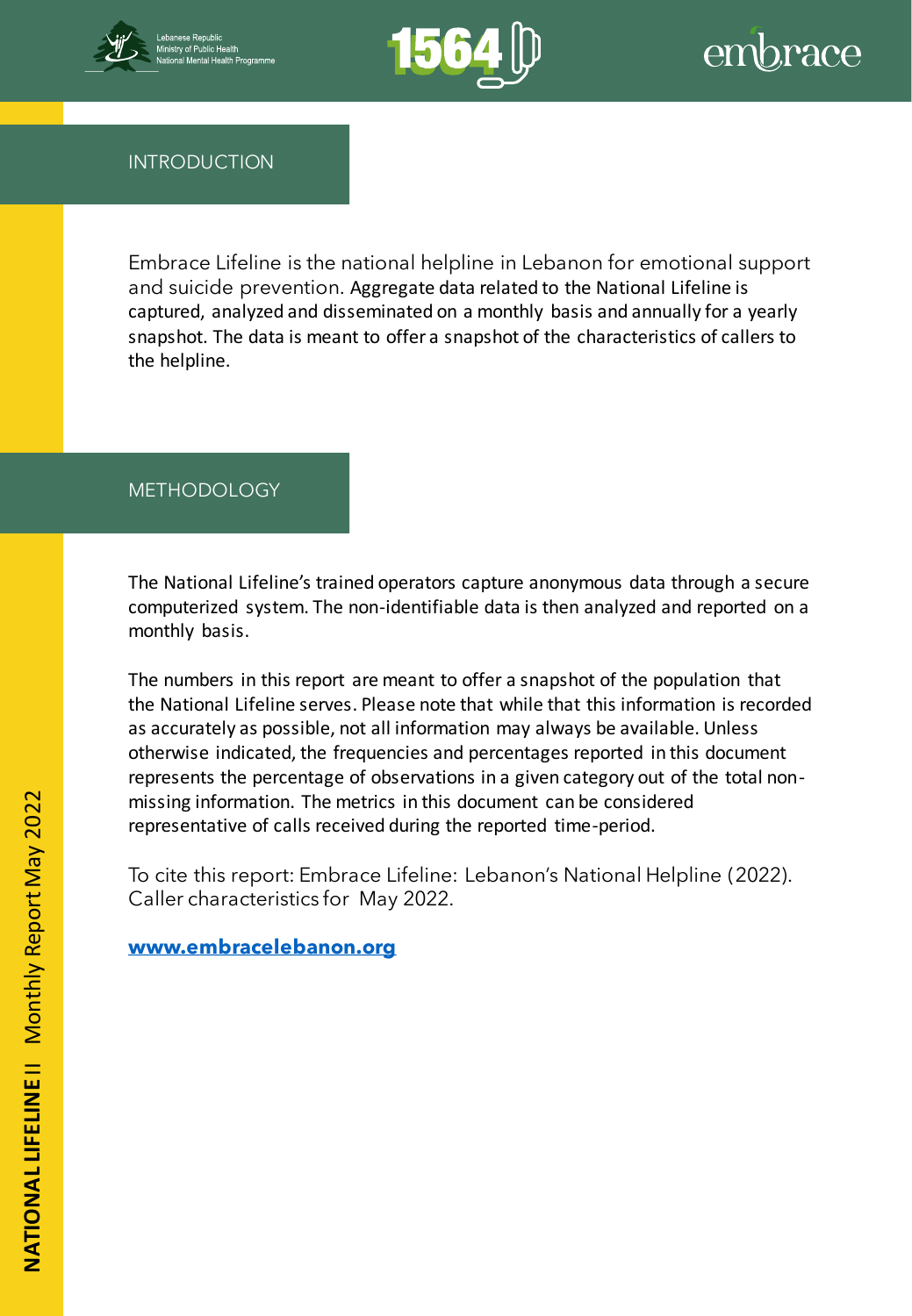## INTRODUCTION

Embrace Lifeline is the national helpline in Lebanon for emotional support and suicide prevention. Aggregate data related to the National Lifeline is captured, analyzed and disseminated on a monthly basis and annually for a yearly snapshot. The data is meant to offer a snapshot of the characteristics of callers to the helpline.

## METHODOLOGY

The National Lifeline's trained operators capture anonymous data through a secure computerized system. The non-identifiable data is then analyzed and reported on a monthly basis.

The numbers in this report are meant to offer a snapshot of the population that the National Lifeline serves. Please note that while that this information is recorded as accurately as possible, not all information may always be available. Unless otherwise indicated, the frequencies and percentages reported in this document represents the percentage of observations in a given category out of the total non-missing information. The metrics in this document can be considered representative of calls received during the reported time-period.

To cite this report: Embrace Lifeline: Lebanon's National Helpline (2022). Caller characteristics for May 2022.

**[www.embracelebanon.org](http://www.embracelebanon.org)**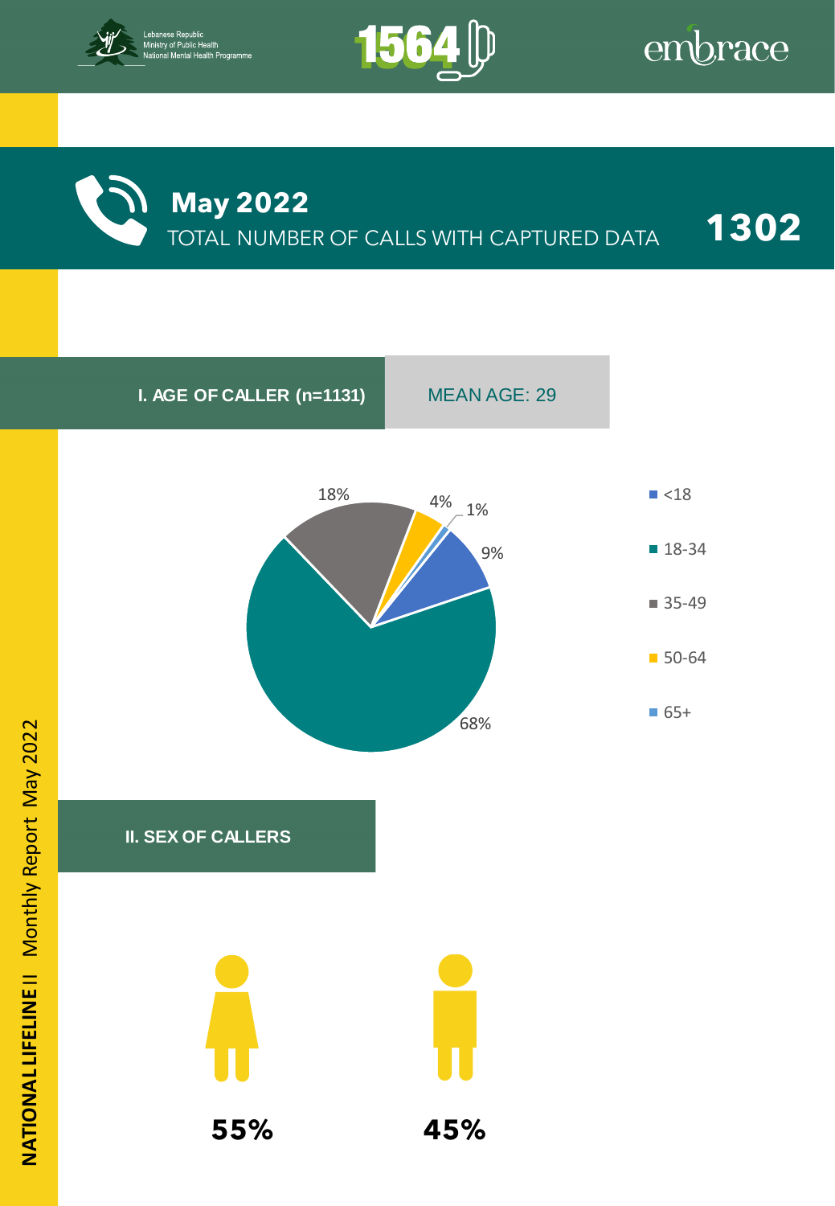## May 2022

TOTAL NUMBER OF CALLS WITH CAPTURED DATA **1302**

### I. AGE OF CALLER (n=1131)

MEAN AGE: 29

| Age | % |
|---|---|
| <18 | 9% |
| 18-34 | 68% |
| 35-49 | 18% |
| 50-64 | 4% |
| 65+ | 1% |

### II. SEX OF CALLERS

| Female | Male |
|---|---|
| **55%** | **45%** |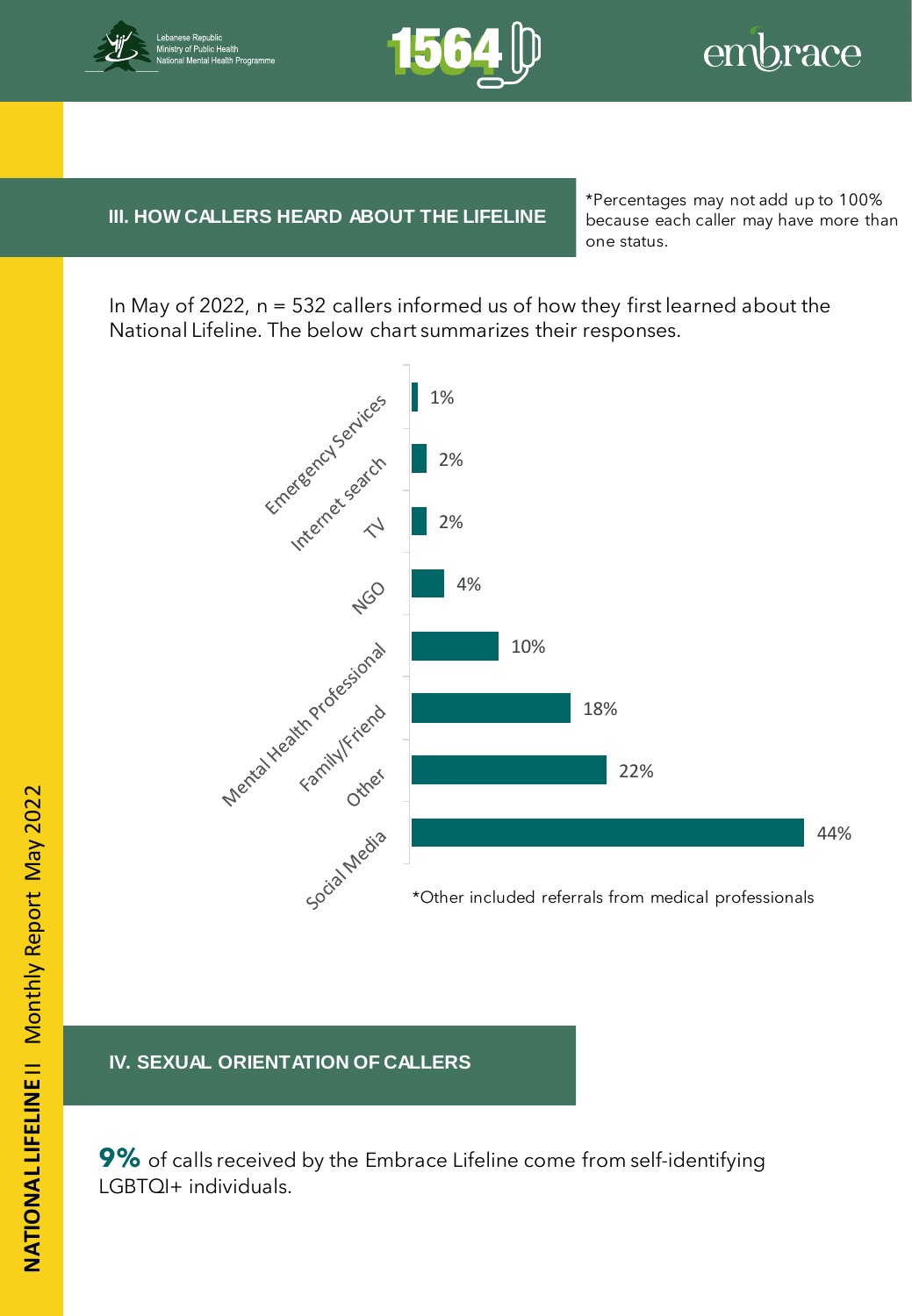## III. HOW CALLERS HEARD ABOUT THE LIFELINE

*Percentages may not add up to 100% because each caller may have more than one status.

In May of 2022, n = 532 callers informed us of how they first learned about the National Lifeline. The below chart summarizes their responses.

| Source | Percentage |
|---|---|
| Emergency Services | 1% |
| Internet search | 2% |
| TV | 2% |
| NGO | 4% |
| Mental Health Professional | 10% |
| Family/Friend | 18% |
| Other | 22% |
| Social Media | 44% |

*Other included referrals from medical professionals

## IV. SEXUAL ORIENTATION OF CALLERS

**9%** of calls received by the Embrace Lifeline come from self-identifying LGBTQI+ individuals.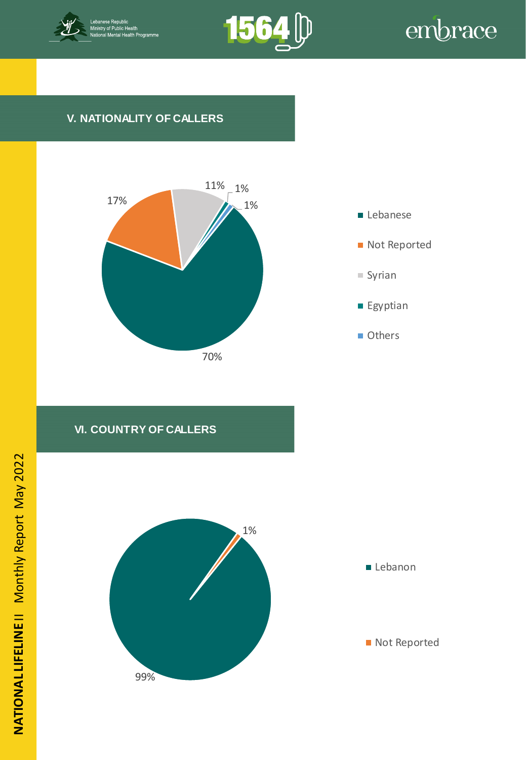## V. NATIONALITY OF CALLERS

| Nationality | Percentage |
|---|---|
| Lebanese | 70% |
| Not Reported | 17% |
| Syrian | 11% |
| Egyptian | 1% |
| Others | 1% |

## VI. COUNTRY OF CALLERS

| Country | Percentage |
|---|---|
| Lebanon | 99% |
| Not Reported | 1% |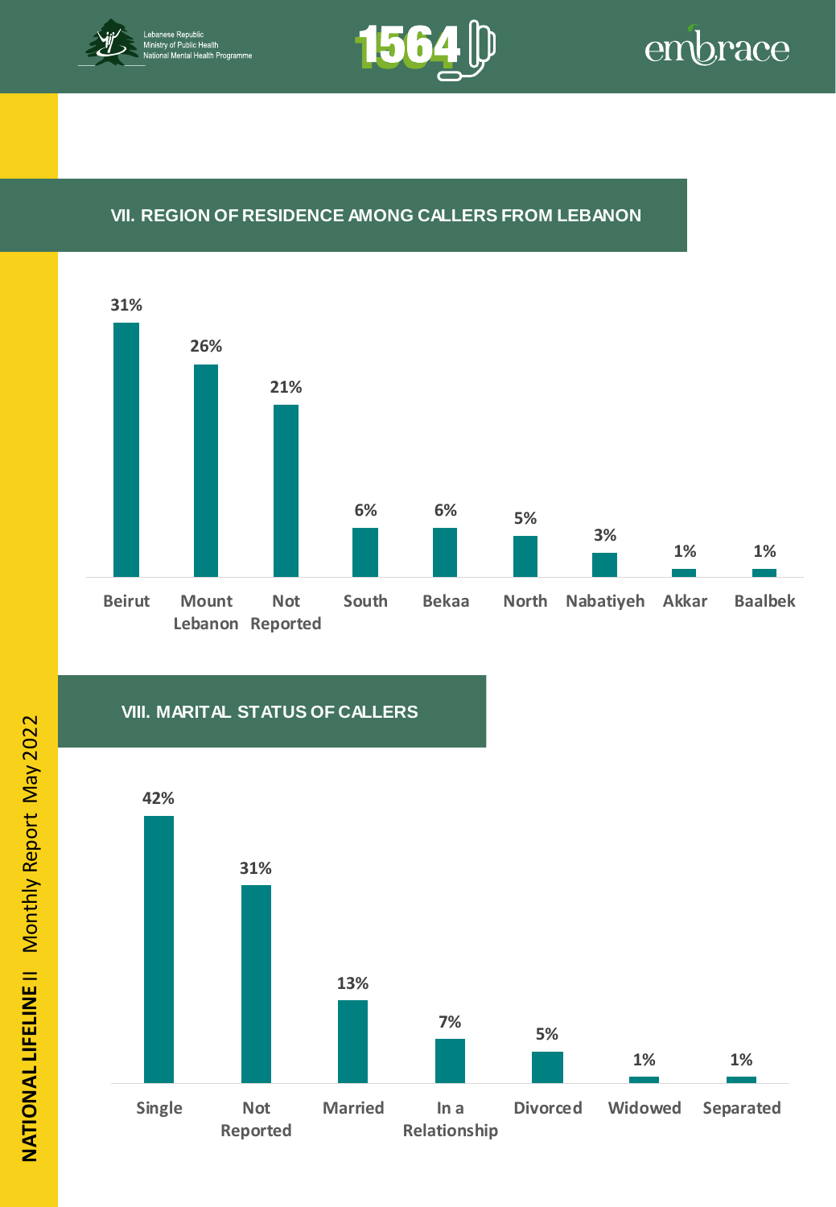## VII. REGION OF RESIDENCE AMONG CALLERS FROM LEBANON

| Region | Percentage |
| --- | --- |
| Beirut | 31% |
| Mount Lebanon | 26% |
| Not Reported | 21% |
| South | 6% |
| Bekaa | 6% |
| North | 5% |
| Nabatiyeh | 3% |
| Akkar | 1% |
| Baalbek | 1% |

## VIII. MARITAL STATUS OF CALLERS

| Marital Status | Percentage |
| --- | --- |
| Single | 42% |
| Not Reported | 31% |
| Married | 13% |
| In a Relationship | 7% |
| Divorced | 5% |
| Widowed | 1% |
| Separated | 1% |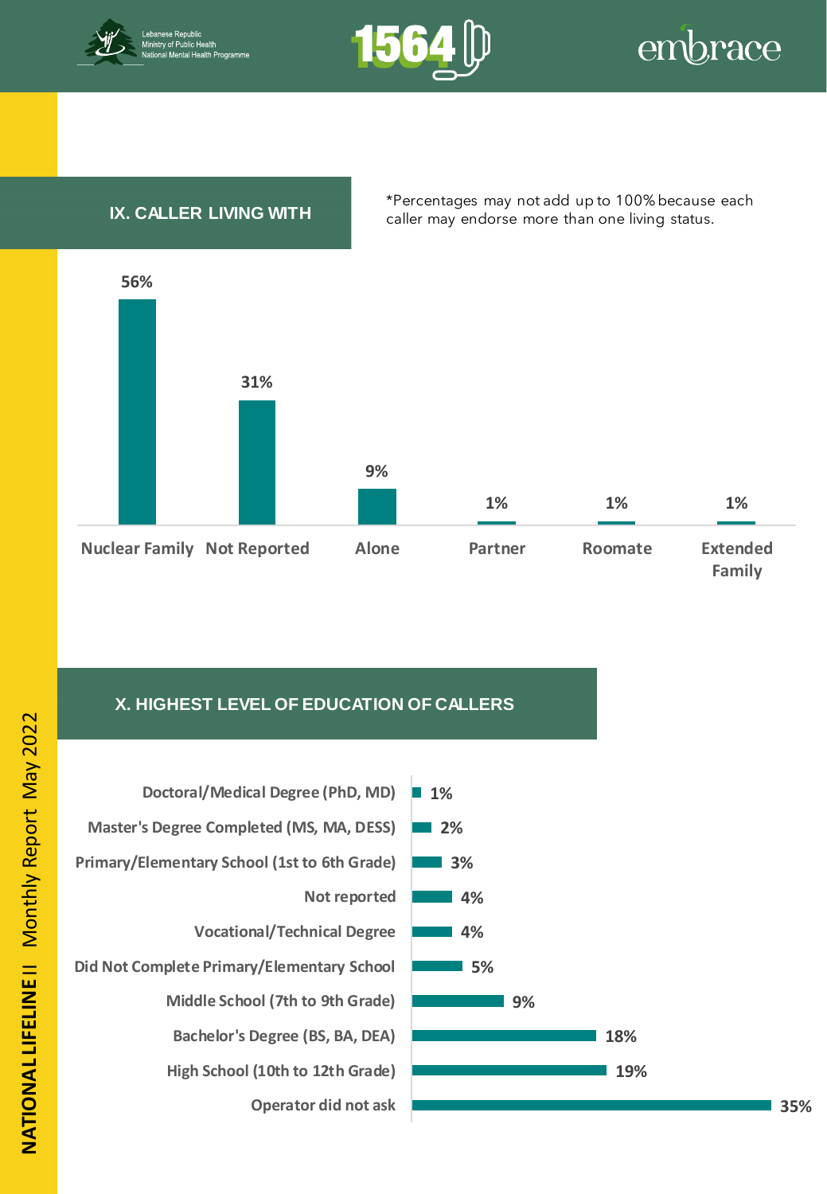## IX. CALLER LIVING WITH

*Percentages may not add up to 100% because each caller may endorse more than one living status.

| Living With | Percentage |
|---|---|
| Nuclear Family | 56% |
| Not Reported | 31% |
| Alone | 9% |
| Partner | 1% |
| Roomate | 1% |
| Extended Family | 1% |

## X. HIGHEST LEVEL OF EDUCATION OF CALLERS

| Education Level | Percentage |
|---|---|
| Doctoral/Medical Degree (PhD, MD) | 1% |
| Master's Degree Completed (MS, MA, DESS) | 2% |
| Primary/Elementary School (1st to 6th Grade) | 3% |
| Not reported | 4% |
| Vocational/Technical Degree | 4% |
| Did Not Complete Primary/Elementary School | 5% |
| Middle School (7th to 9th Grade) | 9% |
| Bachelor's Degree (BS, BA, DEA) | 18% |
| High School (10th to 12th Grade) | 19% |
| Operator did not ask | 35% |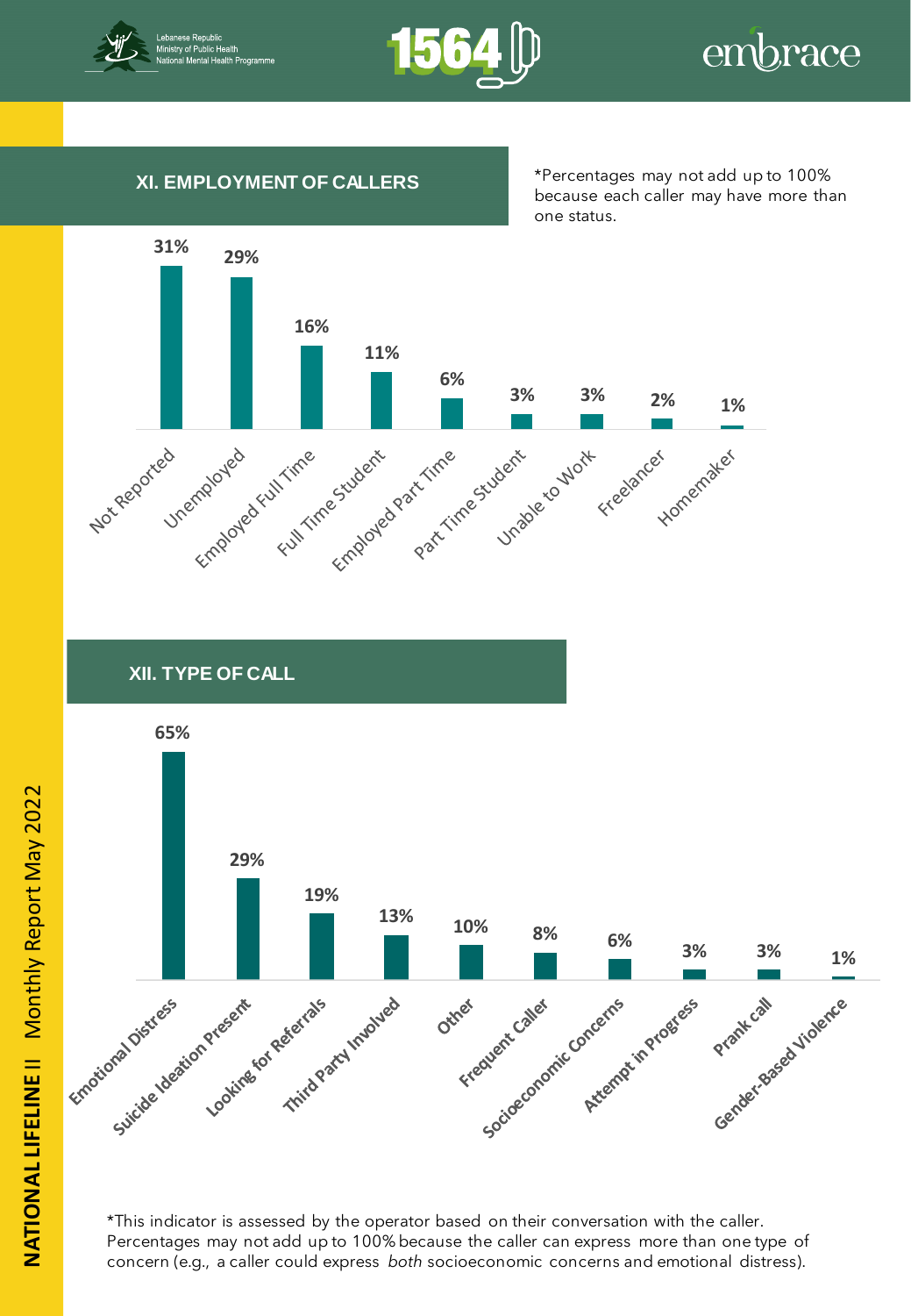## XI. EMPLOYMENT OF CALLERS

*Percentages may not add up to 100% because each caller may have more than one status.

| Employment | Percentage |
|---|---|
| Not Reported | 31% |
| Unemployed | 29% |
| Employed Full Time | 16% |
| Full Time Student | 11% |
| Employed Part Time | 6% |
| Part Time Student | 3% |
| Unable to Work | 3% |
| Freelancer | 2% |
| Homemaker | 1% |

## XII. TYPE OF CALL

| Type of Call | Percentage |
|---|---|
| Emotional Distress | 65% |
| Suicide Ideation Present | 29% |
| Looking for Referrals | 19% |
| Third Party Involved | 13% |
| Other | 10% |
| Frequent Caller | 8% |
| Socioeconomic Concerns | 6% |
| Attempt in Progress | 3% |
| Prank call | 3% |
| Gender-Based Violence | 1% |

*This indicator is assessed by the operator based on their conversation with the caller. Percentages may not add up to 100% because the caller can express more than one type of concern (e.g., a caller could express *both* socioeconomic concerns and emotional distress).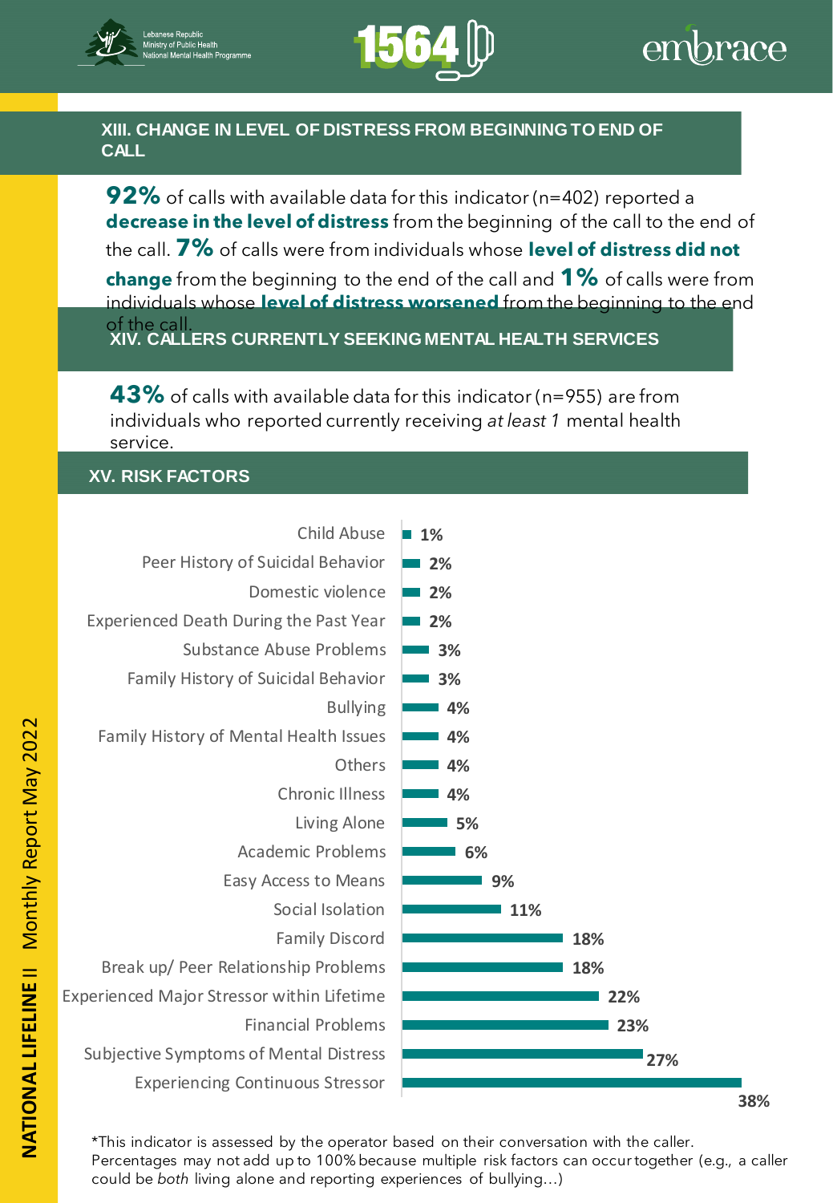## XIII. CHANGE IN LEVEL OF DISTRESS FROM BEGINNING TO END OF CALL

**92%** of calls with available data for this indicator (n=402) reported a **decrease in the level of distress** from the beginning of the call to the end of the call. **7%** of calls were from individuals whose **level of distress did not change** from the beginning to the end of the call and **1%** of calls were from individuals whose **level of distress worsened** from the beginning to the end of the call.

## XIV. CALLERS CURRENTLY SEEKING MENTAL HEALTH SERVICES

**43%** of calls with available data for this indicator (n=955) are from individuals who reported currently receiving *at least 1* mental health service.

## XV. RISK FACTORS

| Risk Factor | % |
|---|---|
| Child Abuse | 1% |
| Peer History of Suicidal Behavior | 2% |
| Domestic violence | 2% |
| Experienced Death During the Past Year | 2% |
| Substance Abuse Problems | 3% |
| Family History of Suicidal Behavior | 3% |
| Bullying | 4% |
| Family History of Mental Health Issues | 4% |
| Others | 4% |
| Chronic Illness | 4% |
| Living Alone | 5% |
| Academic Problems | 6% |
| Easy Access to Means | 9% |
| Social Isolation | 11% |
| Family Discord | 18% |
| Break up/ Peer Relationship Problems | 18% |
| Experienced Major Stressor within Lifetime | 22% |
| Financial Problems | 23% |
| Subjective Symptoms of Mental Distress | 27% |
| Experiencing Continuous Stressor | 38% |

*This indicator is assessed by the operator based on their conversation with the caller. Percentages may not add up to 100% because multiple risk factors can occur together (e.g., a caller could be *both* living alone and reporting experiences of bullying...)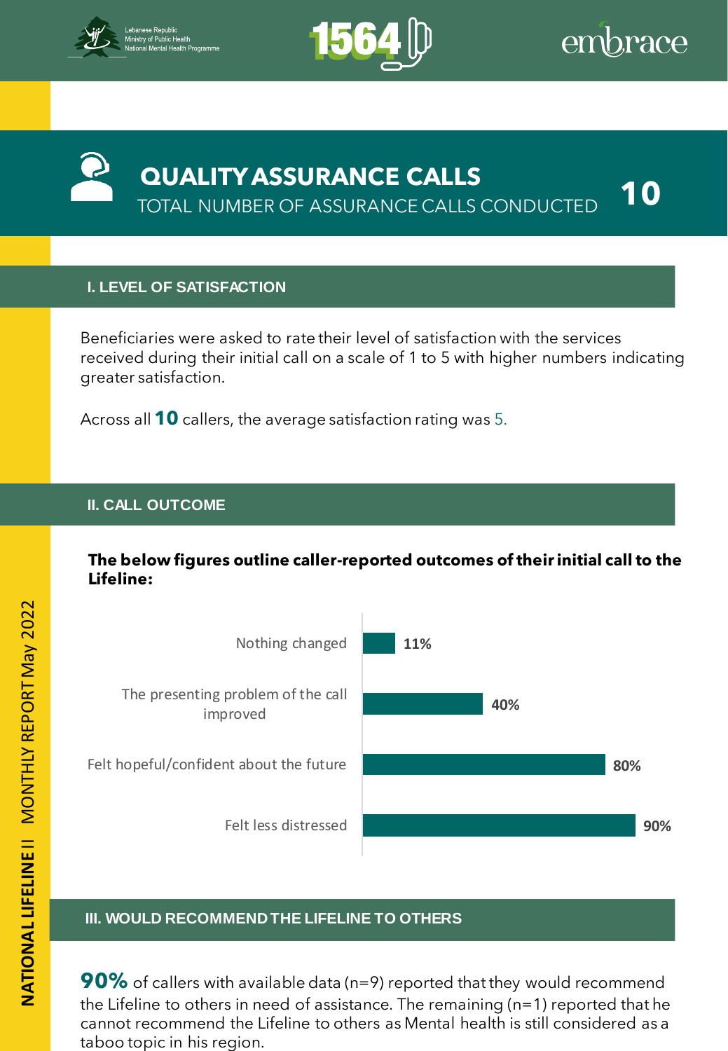# QUALITY ASSURANCE CALLS

TOTAL NUMBER OF ASSURANCE CALLS CONDUCTED **10**

## I. LEVEL OF SATISFACTION

Beneficiaries were asked to rate their level of satisfaction with the services received during their initial call on a scale of 1 to 5 with higher numbers indicating greater satisfaction.

Across all **10** callers, the average satisfaction rating was 5.

## II. CALL OUTCOME

**The below figures outline caller-reported outcomes of their initial call to the Lifeline:**

| Outcome | % |
| --- | --- |
| Nothing changed | 11% |
| The presenting problem of the call improved | 40% |
| Felt hopeful/confident about the future | 80% |
| Felt less distressed | 90% |

## III. WOULD RECOMMEND THE LIFELINE TO OTHERS

**90%** of callers with available data (n=9) reported that they would recommend the Lifeline to others in need of assistance. The remaining (n=1) reported that he cannot recommend the Lifeline to others as Mental health is still considered as a taboo topic in his region.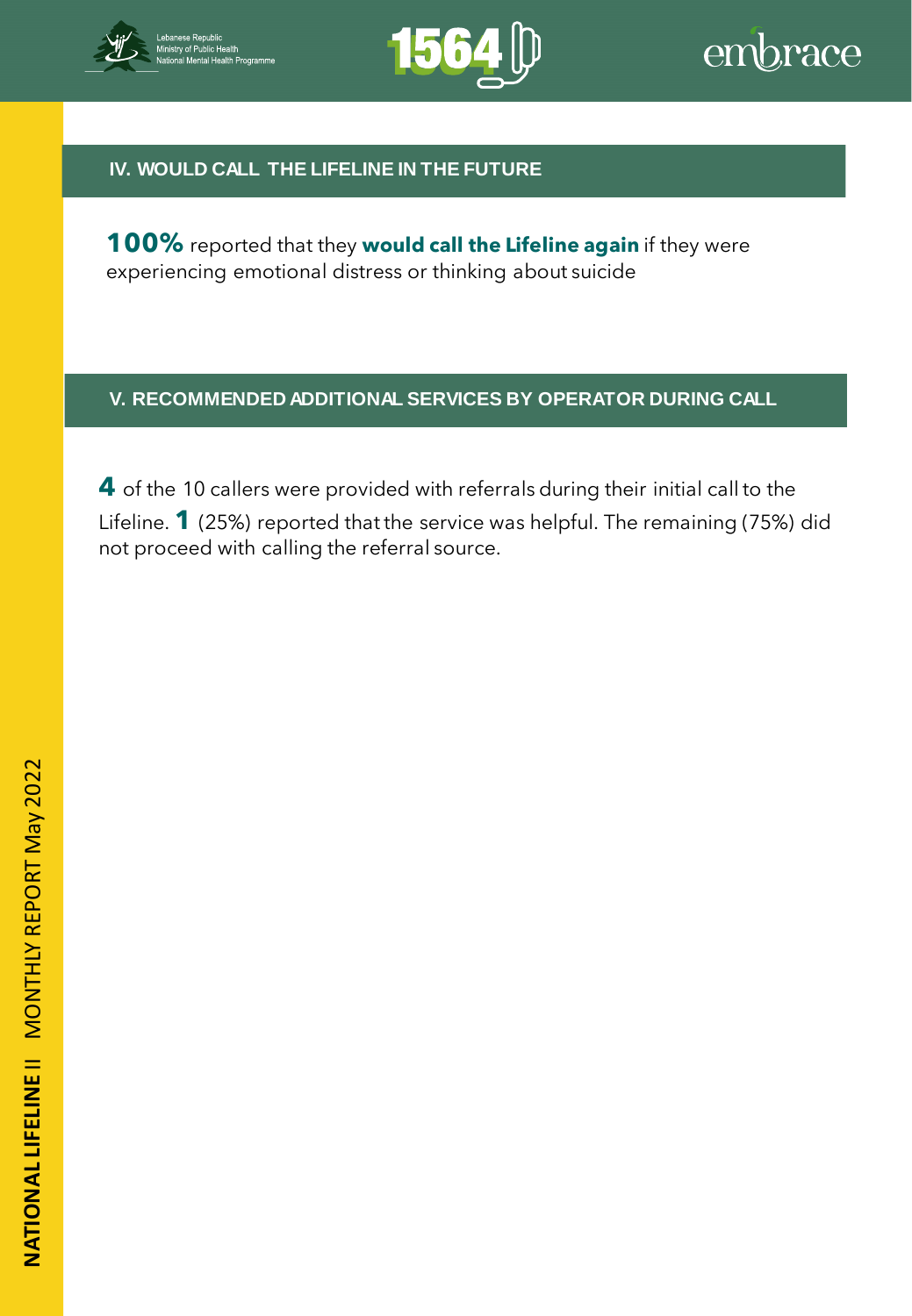## IV. WOULD CALL THE LIFELINE IN THE FUTURE

**100%** reported that they **would call the Lifeline again** if they were experiencing emotional distress or thinking about suicide

## V. RECOMMENDED ADDITIONAL SERVICES BY OPERATOR DURING CALL

**4** of the 10 callers were provided with referrals during their initial call to the Lifeline. **1** (25%) reported that the service was helpful. The remaining (75%) did not proceed with calling the referral source.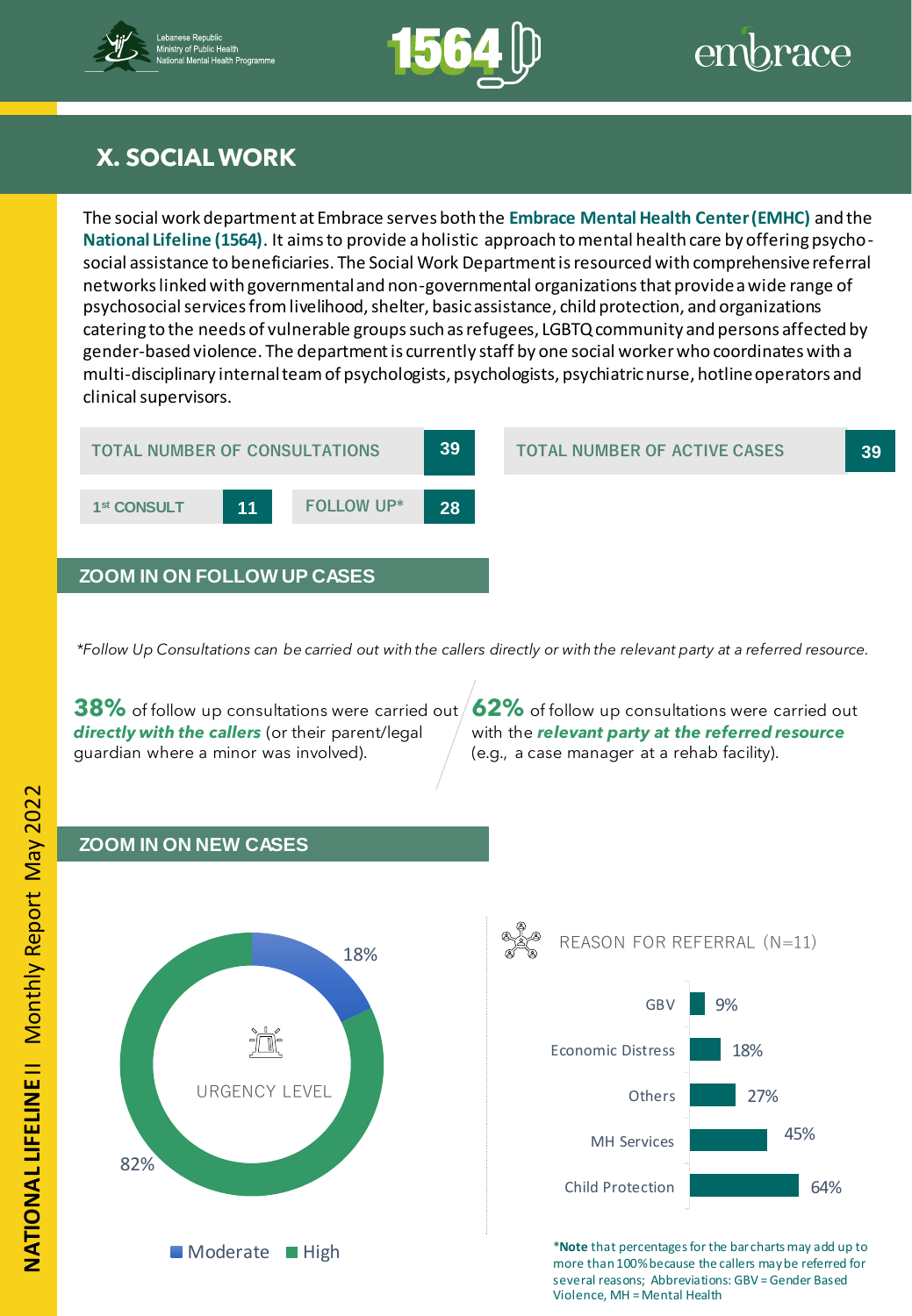## X. SOCIAL WORK

The social work department at Embrace serves both the **Embrace Mental Health Center (EMHC)** and the **National Lifeline (1564)**. It aims to provide a holistic approach to mental health care by offering psycho-social assistance to beneficiaries. The Social Work Department is resourced with comprehensive referral networks linked with governmental and non-governmental organizations that provide a wide range of psychosocial services from livelihood, shelter, basic assistance, child protection, and organizations catering to the needs of vulnerable groups such as refugees, LGBTQ community and persons affected by gender-based violence. The department is currently staff by one social worker who coordinates with a multi-disciplinary internal team of psychologists, psychologists, psychiatric nurse, hotline operators and clinical supervisors.

| | |
|---|---|
| TOTAL NUMBER OF CONSULTATIONS | 39 |
| 1st CONSULT | 11 |
| FOLLOW UP* | 28 |
| TOTAL NUMBER OF ACTIVE CASES | 39 |

### ZOOM IN ON FOLLOW UP CASES

*\*Follow Up Consultations can be carried out with the callers directly or with the relevant party at a referred resource.*

**38%** of follow up consultations were carried out ***directly with the callers*** (or their parent/legal guardian where a minor was involved).

**62%** of follow up consultations were carried out with the ***relevant party at the referred resource*** (e.g., a case manager at a rehab facility).

### ZOOM IN ON NEW CASES

URGENCY LEVEL

18%

82%

Moderate High

REASON FOR REFERRAL (N=11)

GBV 9%

Economic Distress 18%

Others 27%

MH Services 45%

Child Protection 64%

***Note** that percentages for the bar charts may add up to more than 100% because the callers may be referred for several reasons; Abbreviations: GBV = Gender Based Violence, MH = Mental Health